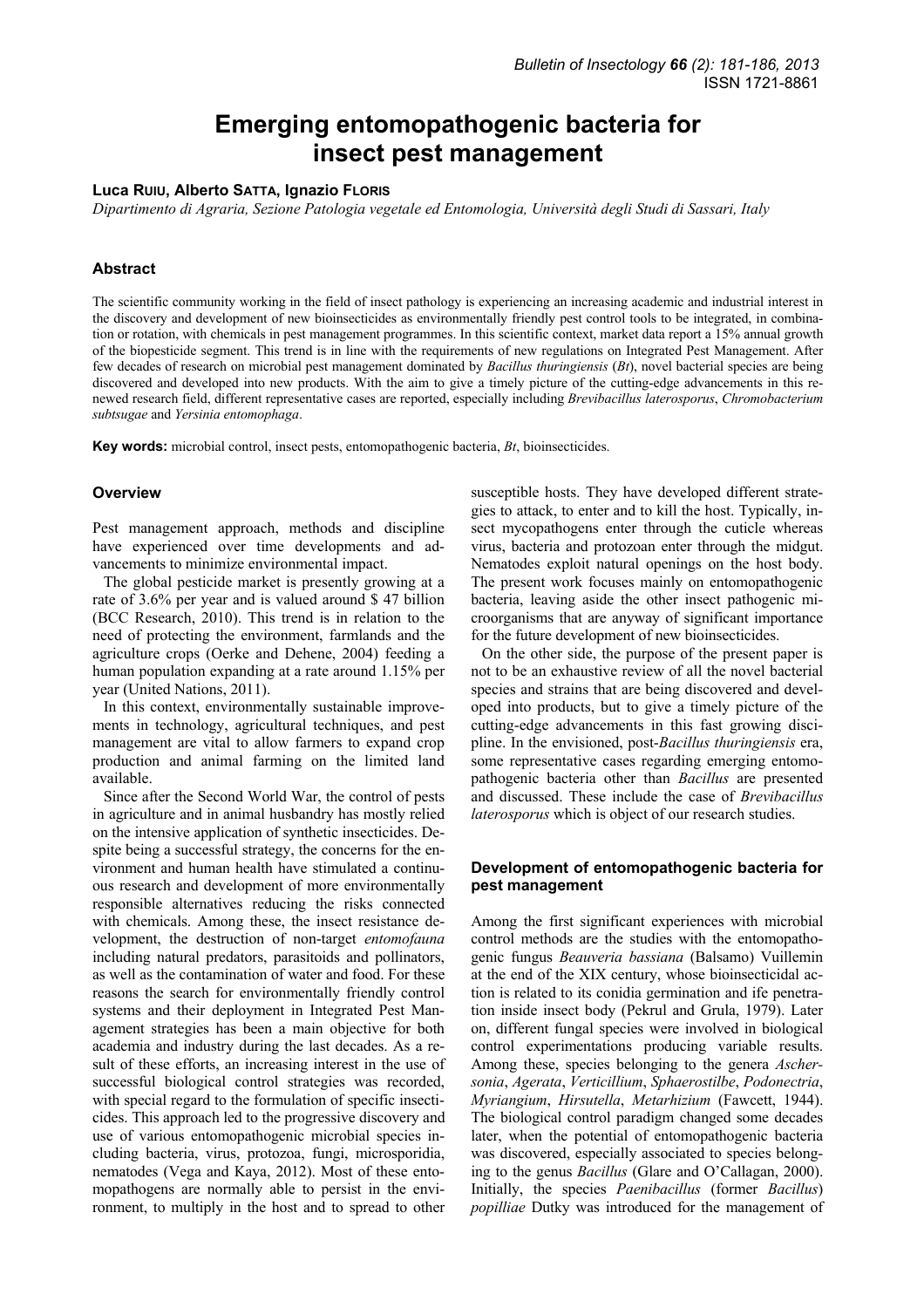# Emerging entomopathogenic bacteria for insect pest management

**Luca Ruiu, Alberto Satta, Ignazio Floris**

*Dipartimento di Agraria, Sezione Patologia vegetale ed Entomologia, Università degli Studi di Sassari, Italy*

## Abstract

The scientific community working in the field of insect pathology is experiencing an increasing academic and industrial interest in the discovery and development of new bioinsecticides as environmentally friendly pest control tools to be integrated, in combination or rotation, with chemicals in pest management programmes. In this scientific context, market data report a 15% annual growth of the biopesticide segment. This trend is in line with the requirements of new regulations on Integrated Pest Management. After few decades of research on microbial pest management dominated by *Bacillus thuringiensis* (*Bt*), novel bacterial species are being discovered and developed into new products. With the aim to give a timely picture of the cutting-edge advancements in this renewed research field, different representative cases are reported, especially including *Brevibacillus laterosporus*, *Chromobacterium subtsugae* and *Yersinia entomophaga*.

**Key words:** microbial control, insect pests, entomopathogenic bacteria, *Bt*, bioinsecticides.

## Overview

Pest management approach, methods and discipline have experienced over time developments and advancements to minimize environmental impact.

The global pesticide market is presently growing at a rate of 3.6% per year and is valued around $ 47 billion (BCC Research, 2010). This trend is in relation to the need of protecting the environment, farmlands and the agriculture crops (Oerke and Dehene, 2004) feeding a human population expanding at a rate around 1.15% per year (United Nations, 2011).

In this context, environmentally sustainable improvements in technology, agricultural techniques, and pest management are vital to allow farmers to expand crop production and animal farming on the limited land available.

Since after the Second World War, the control of pests in agriculture and in animal husbandry has mostly relied on the intensive application of synthetic insecticides. Despite being a successful strategy, the concerns for the environment and human health have stimulated a continuous research and development of more environmentally responsible alternatives reducing the risks connected with chemicals. Among these, the insect resistance development, the destruction of non-target *entomofauna* including natural predators, parasitoids and pollinators, as well as the contamination of water and food. For these reasons the search for environmentally friendly control systems and their deployment in Integrated Pest Management strategies has been a main objective for both academia and industry during the last decades. As a result of these efforts, an increasing interest in the use of successful biological control strategies was recorded, with special regard to the formulation of specific insecticides. This approach led to the progressive discovery and use of various entomopathogenic microbial species including bacteria, virus, protozoa, fungi, microsporidia, nematodes (Vega and Kaya, 2012). Most of these entomopathogens are normally able to persist in the environment, to multiply in the host and to spread to other susceptible hosts. They have developed different strategies to attack, to enter and to kill the host. Typically, insect mycopathogens enter through the cuticle whereas virus, bacteria and protozoan enter through the midgut. Nematodes exploit natural openings on the host body. The present work focuses mainly on entomopathogenic bacteria, leaving aside the other insect pathogenic microorganisms that are anyway of significant importance for the future development of new bioinsecticides.

On the other side, the purpose of the present paper is not to be an exhaustive review of all the novel bacterial species and strains that are being discovered and developed into products, but to give a timely picture of the cutting-edge advancements in this fast growing discipline. In the envisioned, post-*Bacillus thuringiensis* era, some representative cases regarding emerging entomopathogenic bacteria other than *Bacillus* are presented and discussed. These include the case of *Brevibacillus laterosporus* which is object of our research studies.

## Development of entomopathogenic bacteria for pest management

Among the first significant experiences with microbial control methods are the studies with the entomopathogenic fungus *Beauveria bassiana* (Balsamo) Vuillemin at the end of the XIX century, whose bioinsecticidal action is related to its conidia germination and ife penetration inside insect body (Pekrul and Grula, 1979). Later on, different fungal species were involved in biological control experimentations producing variable results. Among these, species belonging to the genera *Aschersonia*, *Agerata*, *Verticillium*, *Sphaerostilbe*, *Podonectria*, *Myriangium*, *Hirsutella*, *Metarhizium* (Fawcett, 1944). The biological control paradigm changed some decades later, when the potential of entomopathogenic bacteria was discovered, especially associated to species belonging to the genus *Bacillus* (Glare and O'Callagan, 2000). Initially, the species *Paenibacillus* (former *Bacillus*) *popilliae* Dutky was introduced for the management of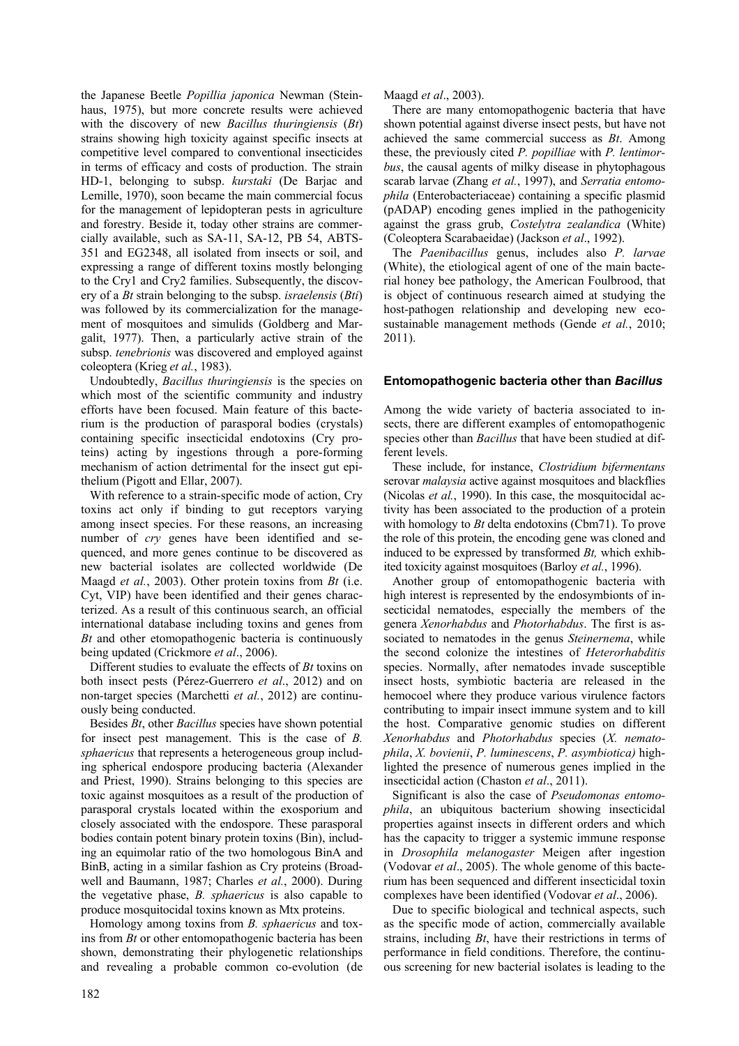the Japanese Beetle *Popillia japonica* Newman (Steinhaus, 1975), but more concrete results were achieved with the discovery of new *Bacillus thuringiensis* (*Bt*) strains showing high toxicity against specific insects at competitive level compared to conventional insecticides in terms of efficacy and costs of production. The strain HD-1, belonging to subsp. *kurstaki* (De Barjac and Lemille, 1970), soon became the main commercial focus for the management of lepidopteran pests in agriculture and forestry. Beside it, today other strains are commercially available, such as SA-11, SA-12, PB 54, ABTS-351 and EG2348, all isolated from insects or soil, and expressing a range of different toxins mostly belonging to the Cry1 and Cry2 families. Subsequently, the discovery of a *Bt* strain belonging to the subsp. *israelensis* (*Bti*) was followed by its commercialization for the management of mosquitoes and simulids (Goldberg and Margalit, 1977). Then, a particularly active strain of the subsp. *tenebrionis* was discovered and employed against coleoptera (Krieg *et al.*, 1983).

Undoubtedly, *Bacillus thuringiensis* is the species on which most of the scientific community and industry efforts have been focused. Main feature of this bacterium is the production of parasporal bodies (crystals) containing specific insecticidal endotoxins (Cry proteins) acting by ingestions through a pore-forming mechanism of action detrimental for the insect gut epithelium (Pigott and Ellar, 2007).

With reference to a strain-specific mode of action, Cry toxins act only if binding to gut receptors varying among insect species. For these reasons, an increasing number of *cry* genes have been identified and sequenced, and more genes continue to be discovered as new bacterial isolates are collected worldwide (De Maagd *et al.*, 2003). Other protein toxins from *Bt* (i.e. Cyt, VIP) have been identified and their genes characterized. As a result of this continuous search, an official international database including toxins and genes from *Bt* and other etomopathogenic bacteria is continuously being updated (Crickmore *et al*., 2006).

Different studies to evaluate the effects of *Bt* toxins on both insect pests (Pérez-Guerrero *et al*., 2012) and on non-target species (Marchetti *et al.*, 2012) are continuously being conducted.

Besides *Bt*, other *Bacillus* species have shown potential for insect pest management. This is the case of *B. sphaericus* that represents a heterogeneous group including spherical endospore producing bacteria (Alexander and Priest, 1990). Strains belonging to this species are toxic against mosquitoes as a result of the production of parasporal crystals located within the exosporium and closely associated with the endospore. These parasporal bodies contain potent binary protein toxins (Bin), including an equimolar ratio of the two homologous BinA and BinB, acting in a similar fashion as Cry proteins (Broadwell and Baumann, 1987; Charles *et al.*, 2000). During the vegetative phase, *B. sphaericus* is also capable to produce mosquitocidal toxins known as Mtx proteins.

Homology among toxins from *B. sphaericus* and toxins from *Bt* or other entomopathogenic bacteria has been shown, demonstrating their phylogenetic relationships and revealing a probable common co-evolution (de Maagd *et al*., 2003).

There are many entomopathogenic bacteria that have shown potential against diverse insect pests, but have not achieved the same commercial success as *Bt*. Among these, the previously cited *P. popilliae* with *P. lentimorbus*, the causal agents of milky disease in phytophagous scarab larvae (Zhang *et al.*, 1997), and *Serratia entomophila* (Enterobacteriaceae) containing a specific plasmid (pADAP) encoding genes implied in the pathogenicity against the grass grub, *Costelytra zealandica* (White) (Coleoptera Scarabaeidae) (Jackson *et al*., 1992).

The *Paenibacillus* genus, includes also *P. larvae* (White), the etiological agent of one of the main bacterial honey bee pathology, the American Foulbrood, that is object of continuous research aimed at studying the host-pathogen relationship and developing new eco-sustainable management methods (Gende *et al.*, 2010; 2011).

## Entomopathogenic bacteria other than *Bacillus*

Among the wide variety of bacteria associated to insects, there are different examples of entomopathogenic species other than *Bacillus* that have been studied at different levels.

These include, for instance, *Clostridium bifermentans* serovar *malaysia* active against mosquitoes and blackflies (Nicolas *et al.*, 1990). In this case, the mosquitocidal activity has been associated to the production of a protein with homology to *Bt* delta endotoxins (Cbm71). To prove the role of this protein, the encoding gene was cloned and induced to be expressed by transformed *Bt,* which exhibited toxicity against mosquitoes (Barloy *et al.*, 1996).

Another group of entomopathogenic bacteria with high interest is represented by the endosymbionts of insecticidal nematodes, especially the members of the genera *Xenorhabdus* and *Photorhabdus*. The first is associated to nematodes in the genus *Steinernema*, while the second colonize the intestines of *Heterorhabditis* species. Normally, after nematodes invade susceptible insect hosts, symbiotic bacteria are released in the hemocoel where they produce various virulence factors contributing to impair insect immune system and to kill the host. Comparative genomic studies on different *Xenorhabdus* and *Photorhabdus* species (*X. nematophila*, *X. bovienii*, *P. luminescens*, *P. asymbiotica)* highlighted the presence of numerous genes implied in the insecticidal action (Chaston *et al*., 2011).

Significant is also the case of *Pseudomonas entomophila*, an ubiquitous bacterium showing insecticidal properties against insects in different orders and which has the capacity to trigger a systemic immune response in *Drosophila melanogaster* Meigen after ingestion (Vodovar *et al*., 2005). The whole genome of this bacterium has been sequenced and different insecticidal toxin complexes have been identified (Vodovar *et al*., 2006).

Due to specific biological and technical aspects, such as the specific mode of action, commercially available strains, including *Bt*, have their restrictions in terms of performance in field conditions. Therefore, the continuous screening for new bacterial isolates is leading to the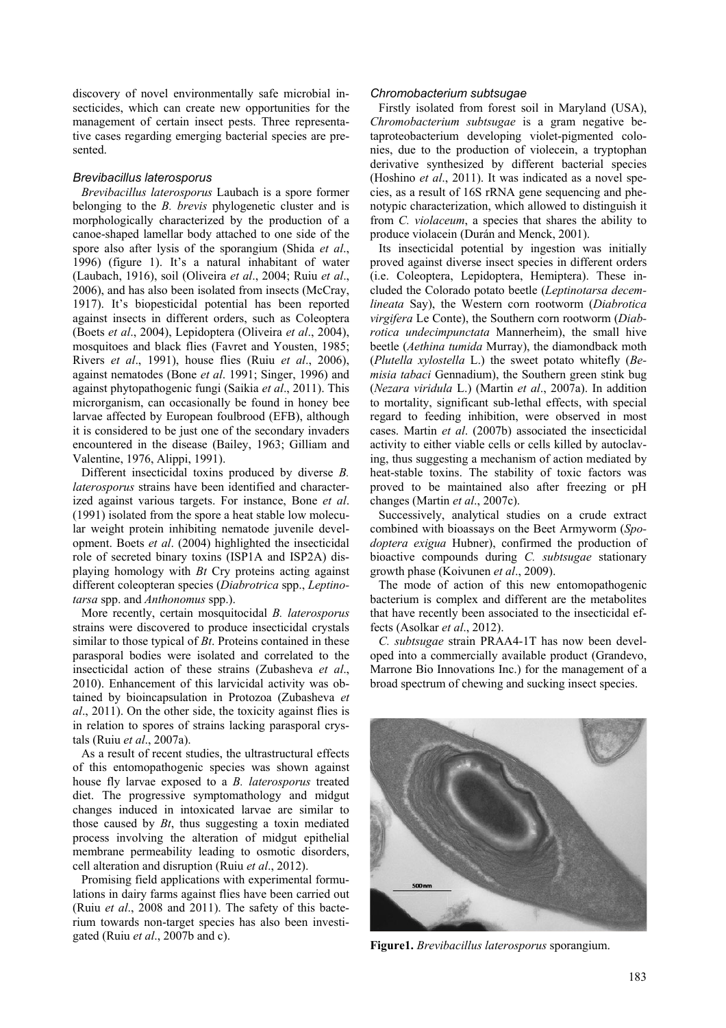discovery of novel environmentally safe microbial insecticides, which can create new opportunities for the management of certain insect pests. Three representative cases regarding emerging bacterial species are presented.

### *Brevibacillus laterosporus*

*Brevibacillus laterosporus* Laubach is a spore former belonging to the *B. brevis* phylogenetic cluster and is morphologically characterized by the production of a canoe-shaped lamellar body attached to one side of the spore also after lysis of the sporangium (Shida *et al*., 1996) (figure 1). It's a natural inhabitant of water (Laubach, 1916), soil (Oliveira *et al*., 2004; Ruiu *et al*., 2006), and has also been isolated from insects (McCray, 1917). It's biopesticidal potential has been reported against insects in different orders, such as Coleoptera (Boets *et al*., 2004), Lepidoptera (Oliveira *et al*., 2004), mosquitoes and black flies (Favret and Yousten, 1985; Rivers *et al*., 1991), house flies (Ruiu *et al*., 2006), against nematodes (Bone *et al*. 1991; Singer, 1996) and against phytopathogenic fungi (Saikia *et al*., 2011). This microrganism, can occasionally be found in honey bee larvae affected by European foulbrood (EFB), although it is considered to be just one of the secondary invaders encountered in the disease (Bailey, 1963; Gilliam and Valentine, 1976, Alippi, 1991).

Different insecticidal toxins produced by diverse *B. laterosporus* strains have been identified and characterized against various targets. For instance, Bone *et al*. (1991) isolated from the spore a heat stable low molecular weight protein inhibiting nematode juvenile development. Boets *et al*. (2004) highlighted the insecticidal role of secreted binary toxins (ISP1A and ISP2A) displaying homology with *Bt* Cry proteins acting against different coleopteran species (*Diabrotrica* spp., *Leptinotarsa* spp. and *Anthonomus* spp.).

More recently, certain mosquitocidal *B. laterosporus* strains were discovered to produce insecticidal crystals similar to those typical of *Bt*. Proteins contained in these parasporal bodies were isolated and correlated to the insecticidal action of these strains (Zubasheva *et al*., 2010). Enhancement of this larvicidal activity was obtained by bioincapsulation in Protozoa (Zubasheva *et al*., 2011). On the other side, the toxicity against flies is in relation to spores of strains lacking parasporal crystals (Ruiu *et al*., 2007a).

As a result of recent studies, the ultrastructural effects of this entomopathogenic species was shown against house fly larvae exposed to a *B. laterosporus* treated diet. The progressive symptomathology and midgut changes induced in intoxicated larvae are similar to those caused by *Bt*, thus suggesting a toxin mediated process involving the alteration of midgut epithelial membrane permeability leading to osmotic disorders, cell alteration and disruption (Ruiu *et al*., 2012).

Promising field applications with experimental formulations in dairy farms against flies have been carried out (Ruiu *et al*., 2008 and 2011). The safety of this bacterium towards non-target species has also been investigated (Ruiu *et al*., 2007b and c).

### *Chromobacterium subtsugae*

Firstly isolated from forest soil in Maryland (USA), *Chromobacterium subtsugae* is a gram negative betaproteobacterium developing violet-pigmented colonies, due to the production of violecein, a tryptophan derivative synthesized by different bacterial species (Hoshino *et al*., 2011). It was indicated as a novel species, as a result of 16S rRNA gene sequencing and phenotypic characterization, which allowed to distinguish it from *C. violaceum*, a species that shares the ability to produce violacein (Durán and Menck, 2001).

Its insecticidal potential by ingestion was initially proved against diverse insect species in different orders (i.e. Coleoptera, Lepidoptera, Hemiptera). These included the Colorado potato beetle (*Leptinotarsa decemlineata* Say), the Western corn rootworm (*Diabrotica virgifera* Le Conte), the Southern corn rootworm (*Diabrotica undecimpunctata* Mannerheim), the small hive beetle (*Aethina tumida* Murray), the diamondback moth (*Plutella xylostella* L.) the sweet potato whitefly (*Bemisia tabaci* Gennadium), the Southern green stink bug (*Nezara viridula* L.) (Martin *et al*., 2007a). In addition to mortality, significant sub-lethal effects, with special regard to feeding inhibition, were observed in most cases. Martin *et al*. (2007b) associated the insecticidal activity to either viable cells or cells killed by autoclaving, thus suggesting a mechanism of action mediated by heat-stable toxins. The stability of toxic factors was proved to be maintained also after freezing or pH changes (Martin *et al*., 2007c).

Successively, analytical studies on a crude extract combined with bioassays on the Beet Armyworm (*Spodoptera exigua* Hubner), confirmed the production of bioactive compounds during *C. subtsugae* stationary growth phase (Koivunen *et al*., 2009).

The mode of action of this new entomopathogenic bacterium is complex and different are the metabolites that have recently been associated to the insecticidal effects (Asolkar *et al*., 2012).

*C. subtsugae* strain PRAA4-1T has now been developed into a commercially available product (Grandevo, Marrone Bio Innovations Inc.) for the management of a broad spectrum of chewing and sucking insect species.

**Figure1.** *Brevibacillus laterosporus* sporangium.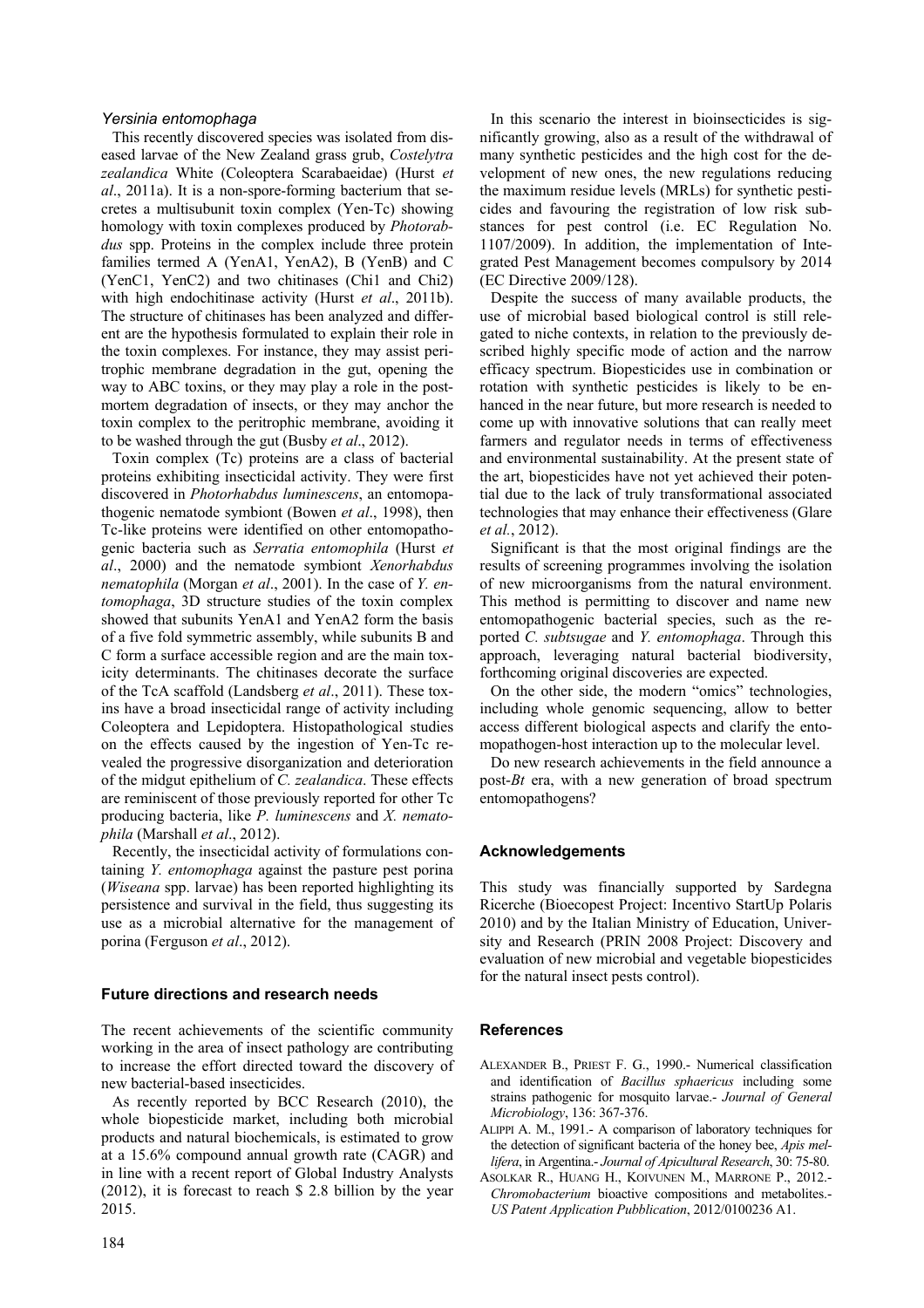### *Yersinia entomophaga*

This recently discovered species was isolated from diseased larvae of the New Zealand grass grub, *Costelytra zealandica* White (Coleoptera Scarabaeidae) (Hurst *et al*., 2011a). It is a non-spore-forming bacterium that secretes a multisubunit toxin complex (Yen-Tc) showing homology with toxin complexes produced by *Photorabdus* spp. Proteins in the complex include three protein families termed A (YenA1, YenA2), B (YenB) and C (YenC1, YenC2) and two chitinases (Chi1 and Chi2) with high endochitinase activity (Hurst *et al*., 2011b). The structure of chitinases has been analyzed and different are the hypothesis formulated to explain their role in the toxin complexes. For instance, they may assist peritrophic membrane degradation in the gut, opening the way to ABC toxins, or they may play a role in the post-mortem degradation of insects, or they may anchor the toxin complex to the peritrophic membrane, avoiding it to be washed through the gut (Busby *et al*., 2012).

Toxin complex (Tc) proteins are a class of bacterial proteins exhibiting insecticidal activity. They were first discovered in *Photorhabdus luminescens*, an entomopathogenic nematode symbiont (Bowen *et al*., 1998), then Tc-like proteins were identified on other entomopathogenic bacteria such as *Serratia entomophila* (Hurst *et al*., 2000) and the nematode symbiont *Xenorhabdus nematophila* (Morgan *et al*., 2001). In the case of *Y. entomophaga*, 3D structure studies of the toxin complex showed that subunits YenA1 and YenA2 form the basis of a five fold symmetric assembly, while subunits B and C form a surface accessible region and are the main toxicity determinants. The chitinases decorate the surface of the TcA scaffold (Landsberg *et al*., 2011). These toxins have a broad insecticidal range of activity including Coleoptera and Lepidoptera. Histopathological studies on the effects caused by the ingestion of Yen-Tc revealed the progressive disorganization and deterioration of the midgut epithelium of *C. zealandica*. These effects are reminiscent of those previously reported for other Tc producing bacteria, like *P. luminescens* and *X. nematophila* (Marshall *et al*., 2012).

Recently, the insecticidal activity of formulations containing *Y. entomophaga* against the pasture pest porina (*Wiseana* spp. larvae) has been reported highlighting its persistence and survival in the field, thus suggesting its use as a microbial alternative for the management of porina (Ferguson *et al*., 2012).

## Future directions and research needs

The recent achievements of the scientific community working in the area of insect pathology are contributing to increase the effort directed toward the discovery of new bacterial-based insecticides.

As recently reported by BCC Research (2010), the whole biopesticide market, including both microbial products and natural biochemicals, is estimated to grow at a 15.6% compound annual growth rate (CAGR) and in line with a recent report of Global Industry Analysts (2012), it is forecast to reach $ 2.8 billion by the year 2015.

In this scenario the interest in bioinsecticides is significantly growing, also as a result of the withdrawal of many synthetic pesticides and the high cost for the development of new ones, the new regulations reducing the maximum residue levels (MRLs) for synthetic pesticides and favouring the registration of low risk substances for pest control (i.e. EC Regulation No. 1107/2009). In addition, the implementation of Integrated Pest Management becomes compulsory by 2014 (EC Directive 2009/128).

Despite the success of many available products, the use of microbial based biological control is still relegated to niche contexts, in relation to the previously described highly specific mode of action and the narrow efficacy spectrum. Biopesticides use in combination or rotation with synthetic pesticides is likely to be enhanced in the near future, but more research is needed to come up with innovative solutions that can really meet farmers and regulator needs in terms of effectiveness and environmental sustainability. At the present state of the art, biopesticides have not yet achieved their potential due to the lack of truly transformational associated technologies that may enhance their effectiveness (Glare *et al.*, 2012).

Significant is that the most original findings are the results of screening programmes involving the isolation of new microorganisms from the natural environment. This method is permitting to discover and name new entomopathogenic bacterial species, such as the reported *C. subtsugae* and *Y. entomophaga*. Through this approach, leveraging natural bacterial biodiversity, forthcoming original discoveries are expected.

On the other side, the modern "omics" technologies, including whole genomic sequencing, allow to better access different biological aspects and clarify the entomopathogen-host interaction up to the molecular level.

Do new research achievements in the field announce a post-*Bt* era, with a new generation of broad spectrum entomopathogens?

## Acknowledgements

This study was financially supported by Sardegna Ricerche (Bioecopest Project: Incentivo StartUp Polaris 2010) and by the Italian Ministry of Education, University and Research (PRIN 2008 Project: Discovery and evaluation of new microbial and vegetable biopesticides for the natural insect pests control).

## References

ALEXANDER B., PRIEST F. G., 1990.- Numerical classification and identification of *Bacillus sphaericus* including some strains pathogenic for mosquito larvae.- *Journal of General Microbiology*, 136: 367-376.

ALIPPI A. M., 1991.- A comparison of laboratory techniques for the detection of significant bacteria of the honey bee, *Apis mellifera*, in Argentina.- *Journal of Apicultural Research*, 30: 75-80.

ASOLKAR R., HUANG H., KOIVUNEN M., MARRONE P., 2012.- *Chromobacterium* bioactive compositions and metabolites.- *US Patent Application Pubblication*, 2012/0100236 A1.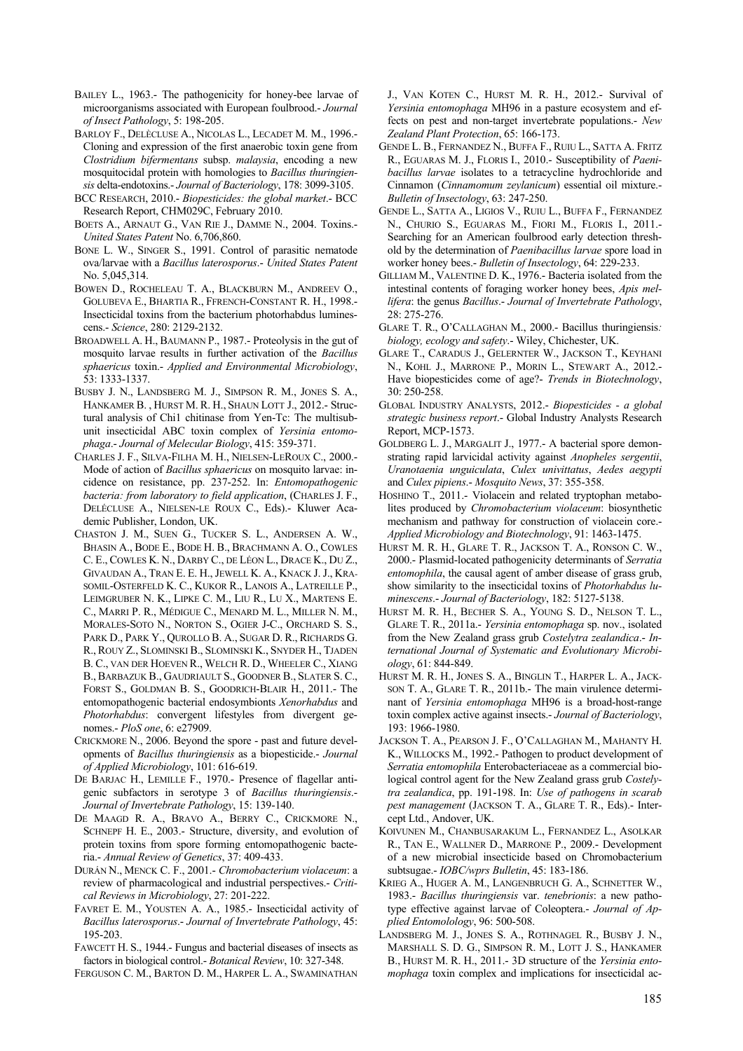BAILEY L., 1963.- The pathogenicity for honey-bee larvae of microorganisms associated with European foulbrood.- *Journal of Insect Pathology*, 5: 198-205.

BARLOY F., DELÈCLUSE A., NICOLAS L., LECADET M. M., 1996.- Cloning and expression of the first anaerobic toxin gene from *Clostridium bifermentans* subsp. *malaysia*, encoding a new mosquitocidal protein with homologies to *Bacillus thuringiensis* delta-endotoxins.- *Journal of Bacteriology*, 178: 3099-3105.

BCC RESEARCH, 2010.- *Biopesticides: the global market*.- BCC Research Report, CHM029C, February 2010.

BOETS A., ARNAUT G., VAN RIE J., DAMME N., 2004. Toxins.- *United States Patent* No. 6,706,860.

BONE L. W., SINGER S., 1991. Control of parasitic nematode ova/larvae with a *Bacillus laterosporus*.- *United States Patent* No. 5,045,314.

BOWEN D., ROCHELEAU T. A., BLACKBURN M., ANDREEV O., GOLUBEVA E., BHARTIA R., FFRENCH-CONSTANT R. H., 1998.- Insecticidal toxins from the bacterium photorhabdus luminescens.- *Science*, 280: 2129-2132.

BROADWELL A. H., BAUMANN P., 1987.- Proteolysis in the gut of mosquito larvae results in further activation of the *Bacillus sphaericus* toxin.- *Applied and Environmental Microbiology*, 53: 1333-1337.

BUSBY J. N., LANDSBERG M. J., SIMPSON R. M., JONES S. A., HANKAMER B. , HURST M. R. H., SHAUN LOTT J., 2012.- Structural analysis of Chi1 chitinase from Yen-Tc: The multisubunit insecticidal ABC toxin complex of *Yersinia entomophaga*.- *Journal of Melecular Biology*, 415: 359-371.

CHARLES J. F., SILVA-FILHA M. H., NIELSEN-LEROUX C., 2000.- Mode of action of *Bacillus sphaericus* on mosquito larvae: incidence on resistance, pp. 237-252. In: *Entomopathogenic bacteria: from laboratory to field application*, (CHARLES J. F., DELÉCLUSE A., NIELSEN-LE ROUX C., Eds).- Kluwer Academic Publisher, London, UK.

CHASTON J. M., SUEN G., TUCKER S. L., ANDERSEN A. W., BHASIN A., BODE E., BODE H. B., BRACHMANN A. O., COWLES C. E., COWLES K. N., DARBY C., DE LÉON L., DRACE K., DU Z., GIVAUDAN A., TRAN E. E. H., JEWELL K. A., KNACK J. J., KRASOMIL-OSTERFELD K. C., KUKOR R., LANOIS A., LATREILLE P., LEIMGRUBER N. K., LIPKE C. M., LIU R., LU X., MARTENS E. C., MARRI P. R., MÉDIGUE C., MENARD M. L., MILLER N. M., MORALES-SOTO N., NORTON S., OGIER J-C., ORCHARD S. S., PARK D., PARK Y., QUROLLO B. A., SUGAR D. R., RICHARDS G. R., ROUY Z., SLOMINSKI B., SLOMINSKI K., SNYDER H., TJADEN B. C., VAN DER HOEVEN R., WELCH R. D., WHEELER C., XIANG B., BARBAZUK B., GAUDRIAULT S., GOODNER B., SLATER S. C., FORST S., GOLDMAN B. S., GOODRICH-BLAIR H., 2011.- The entomopathogenic bacterial endosymbionts *Xenorhabdus* and *Photorhabdus*: convergent lifestyles from divergent genomes.- *PloS one*, 6: e27909.

CRICKMORE N., 2006. Beyond the spore - past and future developments of *Bacillus thuringiensis* as a biopesticide.- *Journal of Applied Microbiology*, 101: 616-619.

DE BARJAC H., LEMILLE F., 1970.- Presence of flagellar antigenic subfactors in serotype 3 of *Bacillus thuringiensis*.- *Journal of Invertebrate Pathology*, 15: 139-140.

DE MAAGD R. A., BRAVO A., BERRY C., CRICKMORE N., SCHNEPF H. E., 2003.- Structure, diversity, and evolution of protein toxins from spore forming entomopathogenic bacteria.- *Annual Review of Genetics*, 37: 409-433.

DURÁN N., MENCK C. F., 2001.- *Chromobacterium violaceum*: a review of pharmacological and industrial perspectives.- *Critical Reviews in Microbiology*, 27: 201-222.

FAVRET E. M., YOUSTEN A. A., 1985.- Insecticidal activity of *Bacillus laterosporus*.- *Journal of Invertebrate Pathology*, 45: 195-203.

FAWCETT H. S., 1944.- Fungus and bacterial diseases of insects as factors in biological control.- *Botanical Review*, 10: 327-348.

FERGUSON C. M., BARTON D. M., HARPER L. A., SWAMINATHAN J., VAN KOTEN C., HURST M. R. H., 2012.- Survival of *Yersinia entomophaga* MH96 in a pasture ecosystem and effects on pest and non-target invertebrate populations.- *New Zealand Plant Protection*, 65: 166-173.

GENDE L. B., FERNANDEZ N., BUFFA F., RUIU L., SATTA A. FRITZ R., EGUARAS M. J., FLORIS I., 2010.- Susceptibility of *Paenibacillus larvae* isolates to a tetracycline hydrochloride and Cinnamon (*Cinnamomum zeylanicum*) essential oil mixture.- *Bulletin of Insectology*, 63: 247-250.

GENDE L., SATTA A., LIGIOS V., RUIU L., BUFFA F., FERNANDEZ N., CHURIO S., EGUARAS M., FIORI M., FLORIS I., 2011.- Searching for an American foulbrood early detection threshold by the determination of *Paenibacillus larvae* spore load in worker honey bees.- *Bulletin of Insectology*, 64: 229-233.

GILLIAM M., VALENTINE D. K., 1976.- Bacteria isolated from the intestinal contents of foraging worker honey bees, *Apis mellifera*: the genus *Bacillus*.- *Journal of Invertebrate Pathology*, 28: 275-276.

GLARE T. R., O'CALLAGHAN M., 2000.- Bacillus thuringiensis*: biology, ecology and safety*.- Wiley, Chichester, UK.

GLARE T., CARADUS J., GELERNTER W., JACKSON T., KEYHANI N., KOHL J., MARRONE P., MORIN L., STEWART A., 2012.- Have biopesticides come of age?- *Trends in Biotechnology*, 30: 250-258.

GLOBAL INDUSTRY ANALYSTS, 2012.- *Biopesticides - a global strategic business report*.- Global Industry Analysts Research Report, MCP-1573.

GOLDBERG L. J., MARGALIT J., 1977.- A bacterial spore demonstrating rapid larvicidal activity against *Anopheles sergentii*, *Uranotaenia unguiculata*, *Culex univittatus*, *Aedes aegypti* and *Culex pipiens*.- *Mosquito News*, 37: 355-358.

HOSHINO T., 2011.- Violacein and related tryptophan metabolites produced by *Chromobacterium violaceum*: biosynthetic mechanism and pathway for construction of violacein core.- *Applied Microbiology and Biotechnology*, 91: 1463-1475.

HURST M. R. H., GLARE T. R., JACKSON T. A., RONSON C. W., 2000.- Plasmid-located pathogenicity determinants of *Serratia entomophila*, the causal agent of amber disease of grass grub, show similarity to the insecticidal toxins of *Photorhabdus luminescens*.- *Journal of Bacteriology*, 182: 5127-5138.

HURST M. R. H., BECHER S. A., YOUNG S. D., NELSON T. L., GLARE T. R., 2011a.- *Yersinia entomophaga* sp. nov., isolated from the New Zealand grass grub *Costelytra zealandica*.- *International Journal of Systematic and Evolutionary Microbiology*, 61: 844-849.

HURST M. R. H., JONES S. A., BINGLIN T., HARPER L. A., JACKSON T. A., GLARE T. R., 2011b.- The main virulence determinant of *Yersinia entomophaga* MH96 is a broad-host-range toxin complex active against insects.- *Journal of Bacteriology*, 193: 1966-1980.

JACKSON T. A., PEARSON J. F., O'CALLAGHAN M., MAHANTY H. K., WILLOCKS M., 1992.- Pathogen to product development of *Serratia entomophila* Enterobacteriaceae as a commercial biological control agent for the New Zealand grass grub *Costelytra zealandica*, pp. 191-198. In: *Use of pathogens in scarab pest management* (JACKSON T. A., GLARE T. R., Eds).- Intercept Ltd., Andover, UK.

KOIVUNEN M., CHANBUSARAKUM L., FERNANDEZ L., ASOLKAR R., TAN E., WALLNER D., MARRONE P., 2009.- Development of a new microbial insecticide based on Chromobacterium subtsugae.- *IOBC/wprs Bulletin*, 45: 183-186.

KRIEG A., HUGER A. M., LANGENBRUCH G. A., SCHNETTER W., 1983.- *Bacillus thuringiensis* var. *tenebrionis*: a new pathotype effective against larvae of Coleoptera.- *Journal of Applied Entomolology*, 96: 500-508.

LANDSBERG M. J., JONES S. A., ROTHNAGEL R., BUSBY J. N., MARSHALL S. D. G., SIMPSON R. M., LOTT J. S., HANKAMER B., HURST M. R. H., 2011.- 3D structure of the *Yersinia entomophaga* toxin complex and implications for insecticidal ac-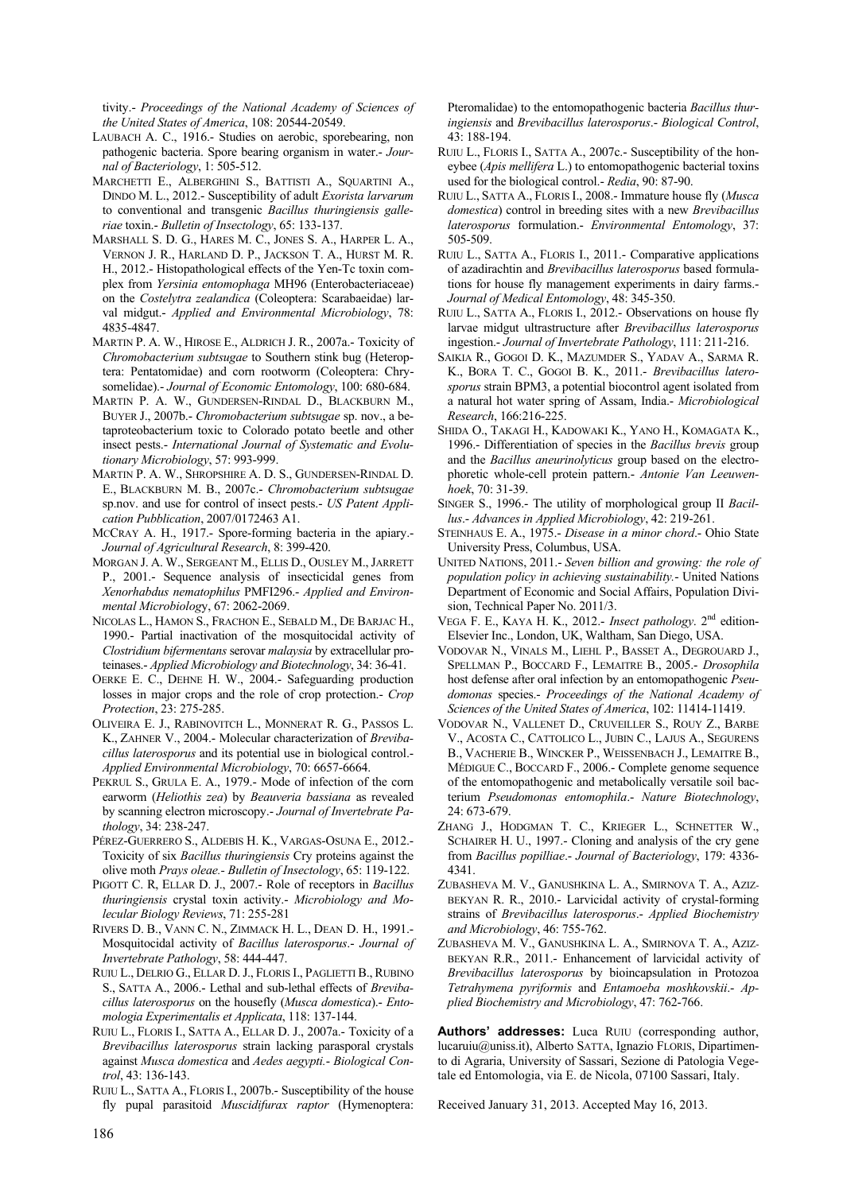tivity.- *Proceedings of the National Academy of Sciences of the United States of America*, 108: 20544-20549.

LAUBACH A. C., 1916.- Studies on aerobic, sporebearing, non pathogenic bacteria. Spore bearing organism in water.- *Journal of Bacteriology*, 1: 505-512.

MARCHETTI E., ALBERGHINI S., BATTISTI A., SQUARTINI A., DINDO M. L., 2012.- Susceptibility of adult *Exorista larvarum* to conventional and transgenic *Bacillus thuringiensis galleriae* toxin.- *Bulletin of Insectology*, 65: 133-137.

MARSHALL S. D. G., HARES M. C., JONES S. A., HARPER L. A., VERNON J. R., HARLAND D. P., JACKSON T. A., HURST M. R. H., 2012.- Histopathological effects of the Yen-Tc toxin complex from *Yersinia entomophaga* MH96 (Enterobacteriaceae) on the *Costelytra zealandica* (Coleoptera: Scarabaeidae) larval midgut.- *Applied and Environmental Microbiology*, 78: 4835-4847.

MARTIN P. A. W., HIROSE E., ALDRICH J. R., 2007a.- Toxicity of *Chromobacterium subtsugae* to Southern stink bug (Heteroptera: Pentatomidae) and corn rootworm (Coleoptera: Chrysomelidae).- *Journal of Economic Entomology*, 100: 680-684.

MARTIN P. A. W., GUNDERSEN-RINDAL D., BLACKBURN M., BUYER J., 2007b.- *Chromobacterium subtsugae* sp. nov., a betaproteobacterium toxic to Colorado potato beetle and other insect pests.- *International Journal of Systematic and Evolutionary Microbiology*, 57: 993-999.

MARTIN P. A. W., SHROPSHIRE A. D. S., GUNDERSEN-RINDAL D. E., BLACKBURN M. B., 2007c.- *Chromobacterium subtsugae* sp.nov. and use for control of insect pests.- *US Patent Application Pubblication*, 2007/0172463 A1.

MCCRAY A. H., 1917.- Spore-forming bacteria in the apiary.- *Journal of Agricultural Research*, 8: 399-420.

MORGAN J. A. W., SERGEANT M., ELLIS D., OUSLEY M., JARRETT P., 2001.- Sequence analysis of insecticidal genes from *Xenorhabdus nematophilus* PMFI296.- *Applied and Environmental Microbiology*, 67: 2062-2069.

NICOLAS L., HAMON S., FRACHON E., SEBALD M., DE BARJAC H., 1990.- Partial inactivation of the mosquitocidal activity of *Clostridium bifermentans* serovar *malaysia* by extracellular proteinases.- *Applied Microbiology and Biotechnology*, 34: 36-41.

OERKE E. C., DEHNE H. W., 2004.- Safeguarding production losses in major crops and the role of crop protection.- *Crop Protection*, 23: 275-285.

OLIVEIRA E. J., RABINOVITCH L., MONNERAT R. G., PASSOS L. K., ZAHNER V., 2004.- Molecular characterization of *Brevibacillus laterosporus* and its potential use in biological control.- *Applied Environmental Microbiology*, 70: 6657-6664.

PEKRUL S., GRULA E. A., 1979.- Mode of infection of the corn earworm (*Heliothis zea*) by *Beauveria bassiana* as revealed by scanning electron microscopy.- *Journal of Invertebrate Pathology*, 34: 238-247.

PÉREZ-GUERRERO S., ALDEBIS H. K., VARGAS-OSUNA E., 2012.- Toxicity of six *Bacillus thuringiensis* Cry proteins against the olive moth *Prays oleae*.- *Bulletin of Insectology*, 65: 119-122.

PIGOTT C. R, ELLAR D. J., 2007.- Role of receptors in *Bacillus thuringiensis* crystal toxin activity.- *Microbiology and Molecular Biology Reviews*, 71: 255-281

RIVERS D. B., VANN C. N., ZIMMACK H. L., DEAN D. H., 1991.- Mosquitocidal activity of *Bacillus laterosporus*.- *Journal of Invertebrate Pathology*, 58: 444-447.

RUIU L., DELRIO G., ELLAR D. J., FLORIS I., PAGLIETTI B., RUBINO S., SATTA A., 2006.- Lethal and sub-lethal effects of *Brevibacillus laterosporus* on the housefly (*Musca domestica*).- *Entomologia Experimentalis et Applicata*, 118: 137-144.

RUIU L., FLORIS I., SATTA A., ELLAR D. J., 2007a.- Toxicity of a *Brevibacillus laterosporus* strain lacking parasporal crystals against *Musca domestica* and *Aedes aegypti*.- *Biological Control*, 43: 136-143.

RUIU L., SATTA A., FLORIS I., 2007b.- Susceptibility of the house fly pupal parasitoid *Muscidifurax raptor* (Hymenoptera: Pteromalidae) to the entomopathogenic bacteria *Bacillus thuringiensis* and *Brevibacillus laterosporus*.- *Biological Control*, 43: 188-194.

RUIU L., FLORIS I., SATTA A., 2007c.- Susceptibility of the honeybee (*Apis mellifera* L.) to entomopathogenic bacterial toxins used for the biological control.- *Redia*, 90: 87-90.

RUIU L., SATTA A., FLORIS I., 2008.- Immature house fly (*Musca domestica*) control in breeding sites with a new *Brevibacillus laterosporus* formulation.- *Environmental Entomology*, 37: 505-509.

RUIU L., SATTA A., FLORIS I., 2011.- Comparative applications of azadirachtin and *Brevibacillus laterosporus* based formulations for house fly management experiments in dairy farms.- *Journal of Medical Entomology*, 48: 345-350.

RUIU L., SATTA A., FLORIS I., 2012.- Observations on house fly larvae midgut ultrastructure after *Brevibacillus laterosporus* ingestion.- *Journal of Invertebrate Pathology*, 111: 211-216.

SAIKIA R., GOGOI D. K., MAZUMDER S., YADAV A., SARMA R. K., BORA T. C., GOGOI B. K., 2011.- *Brevibacillus laterosporus* strain BPM3, a potential biocontrol agent isolated from a natural hot water spring of Assam, India.- *Microbiological Research*, 166:216-225.

SHIDA O., TAKAGI H., KADOWAKI K., YANO H., KOMAGATA K., 1996.- Differentiation of species in the *Bacillus brevis* group and the *Bacillus aneurinolyticus* group based on the electrophoretic whole-cell protein pattern.- *Antonie Van Leeuwenhoek*, 70: 31-39.

SINGER S., 1996.- The utility of morphological group II *Bacillus*.- *Advances in Applied Microbiology*, 42: 219-261.

STEINHAUS E. A., 1975.- *Disease in a minor chord*.- Ohio State University Press, Columbus, USA.

UNITED NATIONS, 2011.- *Seven billion and growing: the role of population policy in achieving sustainability.*- United Nations Department of Economic and Social Affairs, Population Division, Technical Paper No. 2011/3.

VEGA F. E., KAYA H. K., 2012.- *Insect pathology*. 2nd edition- Elsevier Inc., London, UK, Waltham, San Diego, USA.

VODOVAR N., VINALS M., LIEHL P., BASSET A., DEGROUARD J., SPELLMAN P., BOCCARD F., LEMAITRE B., 2005.- *Drosophila* host defense after oral infection by an entomopathogenic *Pseudomonas* species.- *Proceedings of the National Academy of Sciences of the United States of America*, 102: 11414-11419.

VODOVAR N., VALLENET D., CRUVEILLER S., ROUY Z., BARBE V., ACOSTA C., CATTOLICO L., JUBIN C., LAJUS A., SEGURENS B., VACHERIE B., WINCKER P., WEISSENBACH J., LEMAITRE B., MÉDIGUE C., BOCCARD F., 2006.- Complete genome sequence of the entomopathogenic and metabolically versatile soil bacterium *Pseudomonas entomophila*.- *Nature Biotechnology*, 24: 673-679.

ZHANG J., HODGMAN T. C., KRIEGER L., SCHNETTER W., SCHAIRER H. U., 1997.- Cloning and analysis of the cry gene from *Bacillus popilliae*.- *Journal of Bacteriology*, 179: 4336-4341.

ZUBASHEVA M. V., GANUSHKINA L. A., SMIRNOVA T. A., AZIZBEKYAN R. R., 2010.- Larvicidal activity of crystal-forming strains of *Brevibacillus laterosporus*.- *Applied Biochemistry and Microbiology*, 46: 755-762.

ZUBASHEVA M. V., GANUSHKINA L. A., SMIRNOVA T. A., AZIZBEKYAN R.R., 2011.- Enhancement of larvicidal activity of *Brevibacillus laterosporus* by bioincapsulation in Protozoa *Tetrahymena pyriformis* and *Entamoeba moshkovskii*.- *Applied Biochemistry and Microbiology*, 47: 762-766.

**Authors' addresses:** Luca RUIU (corresponding author, lucaruiu@uniss.it), Alberto SATTA, Ignazio FLORIS, Dipartimento di Agraria, University of Sassari, Sezione di Patologia Vegetale ed Entomologia, via E. de Nicola, 07100 Sassari, Italy.

Received January 31, 2013. Accepted May 16, 2013.